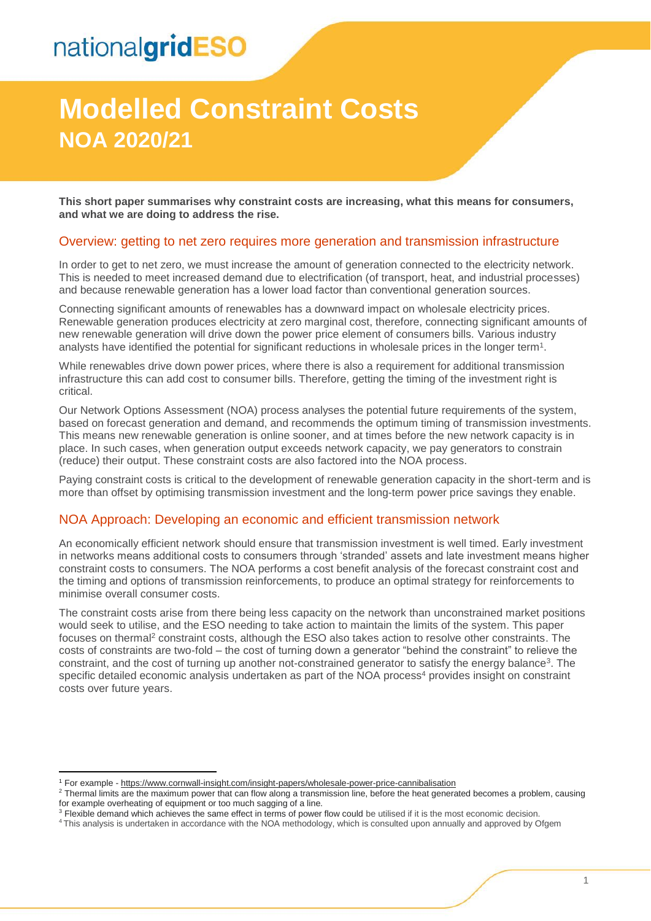nationalgridESO

# Modelled Constraint Costs

## NOA 2020/21

**This short paper summarises why constraint costs are increasing, what this means for consumers, and what we are doing to address the rise.**

### Overview: getting to net zero requires more generation and transmission infrastructure

In order to get to net zero, we must increase the amount of generation connected to the electricity network. This is needed to meet increased demand due to electrification (of transport, heat, and industrial processes) and because renewable generation has a lower load factor than conventional generation sources.

Connecting significant amounts of renewables has a downward impact on wholesale electricity prices. Renewable generation produces electricity at zero marginal cost, therefore, connecting significant amounts of new renewable generation will drive down the power price element of consumers bills. Various industry analysts have identified the potential for significant reductions in wholesale prices in the longer term[1].

While renewables drive down power prices, where there is also a requirement for additional transmission infrastructure this can add cost to consumer bills. Therefore, getting the timing of the investment right is critical.

Our Network Options Assessment (NOA) process analyses the potential future requirements of the system, based on forecast generation and demand, and recommends the optimum timing of transmission investments. This means new renewable generation is online sooner, and at times before the new network capacity is in place. In such cases, when generation output exceeds network capacity, we pay generators to constrain (reduce) their output. These constraint costs are also factored into the NOA process.

Paying constraint costs is critical to the development of renewable generation capacity in the short-term and is more than offset by optimising transmission investment and the long-term power price savings they enable.

### NOA Approach: Developing an economic and efficient transmission network

An economically efficient network should ensure that transmission investment is well timed. Early investment in networks means additional costs to consumers through 'stranded' assets and late investment means higher constraint costs to consumers. The NOA performs a cost benefit analysis of the forecast constraint cost and the timing and options of transmission reinforcements, to produce an optimal strategy for reinforcements to minimise overall consumer costs.

The constraint costs arise from there being less capacity on the network than unconstrained market positions would seek to utilise, and the ESO needing to take action to maintain the limits of the system. This paper focuses on thermal[2] constraint costs, although the ESO also takes action to resolve other constraints. The costs of constraints are two-fold – the cost of turning down a generator "behind the constraint" to relieve the constraint, and the cost of turning up another not-constrained generator to satisfy the energy balance[3]. The specific detailed economic analysis undertaken as part of the NOA process[4] provides insight on constraint costs over future years.

---

[1] For example - https://www.cornwall-insight.com/insight-papers/wholesale-power-price-cannibalisation

[2] Thermal limits are the maximum power that can flow along a transmission line, before the heat generated becomes a problem, causing for example overheating of equipment or too much sagging of a line.

[3] Flexible demand which achieves the same effect in terms of power flow could be utilised if it is the most economic decision.

[4] This analysis is undertaken in accordance with the NOA methodology, which is consulted upon annually and approved by Ofgem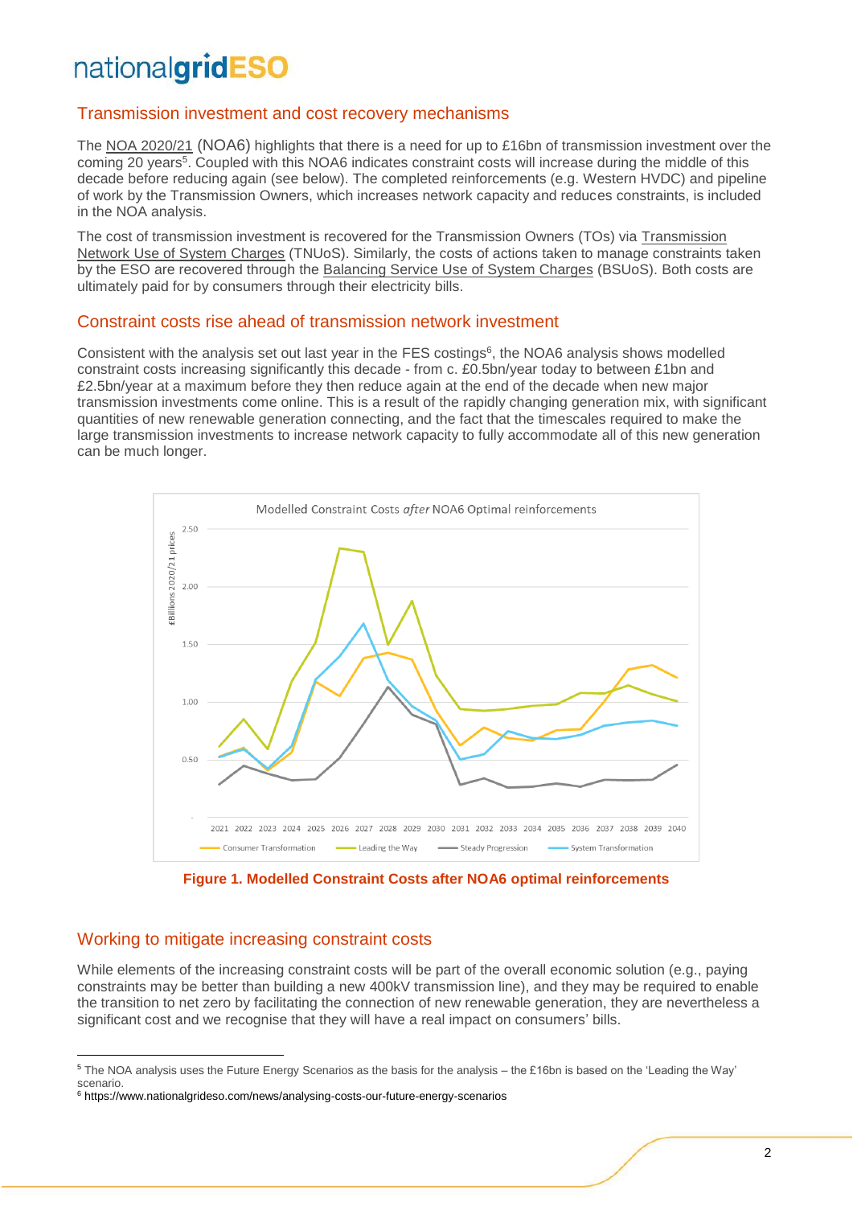## Transmission investment and cost recovery mechanisms

The NOA 2020/21 (NOA6) highlights that there is a need for up to £16bn of transmission investment over the coming 20 years[5]. Coupled with this NOA6 indicates constraint costs will increase during the middle of this decade before reducing again (see below). The completed reinforcements (e.g. Western HVDC) and pipeline of work by the Transmission Owners, which increases network capacity and reduces constraints, is included in the NOA analysis.

The cost of transmission investment is recovered for the Transmission Owners (TOs) via Transmission Network Use of System Charges (TNUoS). Similarly, the costs of actions taken to manage constraints taken by the ESO are recovered through the Balancing Service Use of System Charges (BSUoS). Both costs are ultimately paid for by consumers through their electricity bills.

## Constraint costs rise ahead of transmission network investment

Consistent with the analysis set out last year in the FES costings[6], the NOA6 analysis shows modelled constraint costs increasing significantly this decade - from c. £0.5bn/year today to between £1bn and £2.5bn/year at a maximum before they then reduce again at the end of the decade when new major transmission investments come online. This is a result of the rapidly changing generation mix, with significant quantities of new renewable generation connecting, and the fact that the timescales required to make the large transmission investments to increase network capacity to fully accommodate all of this new generation can be much longer.

**Figure 1. Modelled Constraint Costs after NOA6 optimal reinforcements**

## Working to mitigate increasing constraint costs

While elements of the increasing constraint costs will be part of the overall economic solution (e.g., paying constraints may be better than building a new 400kV transmission line), and they may be required to enable the transition to net zero by facilitating the connection of new renewable generation, they are nevertheless a significant cost and we recognise that they will have a real impact on consumers' bills.

[5] The NOA analysis uses the Future Energy Scenarios as the basis for the analysis – the £16bn is based on the 'Leading the Way' scenario.

[6] https://www.nationalgrideso.com/news/analysing-costs-our-future-energy-scenarios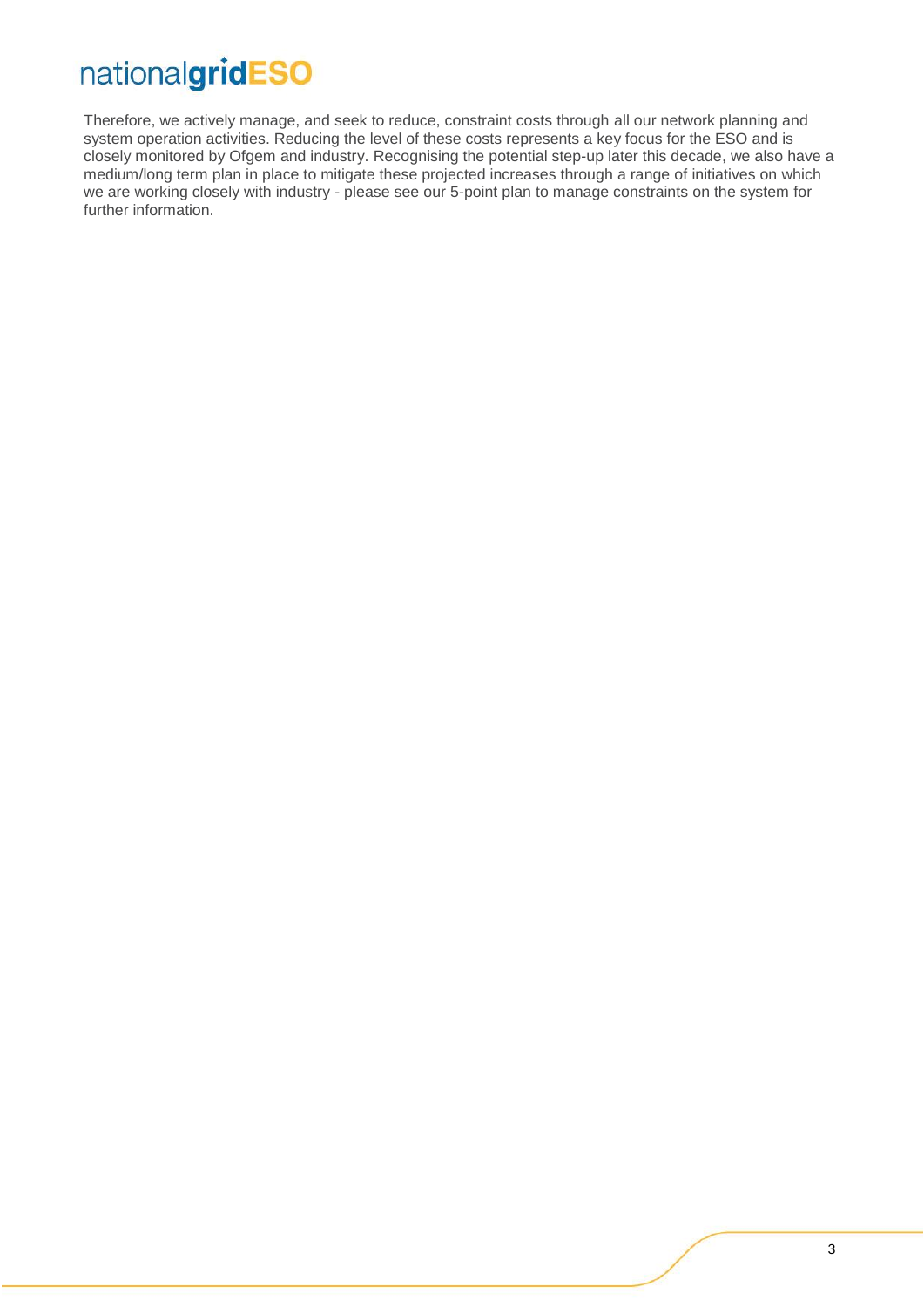Therefore, we actively manage, and seek to reduce, constraint costs through all our network planning and system operation activities. Reducing the level of these costs represents a key focus for the ESO and is closely monitored by Ofgem and industry. Recognising the potential step-up later this decade, we also have a medium/long term plan in place to mitigate these projected increases through a range of initiatives on which we are working closely with industry - please see our 5-point plan to manage constraints on the system for further information.